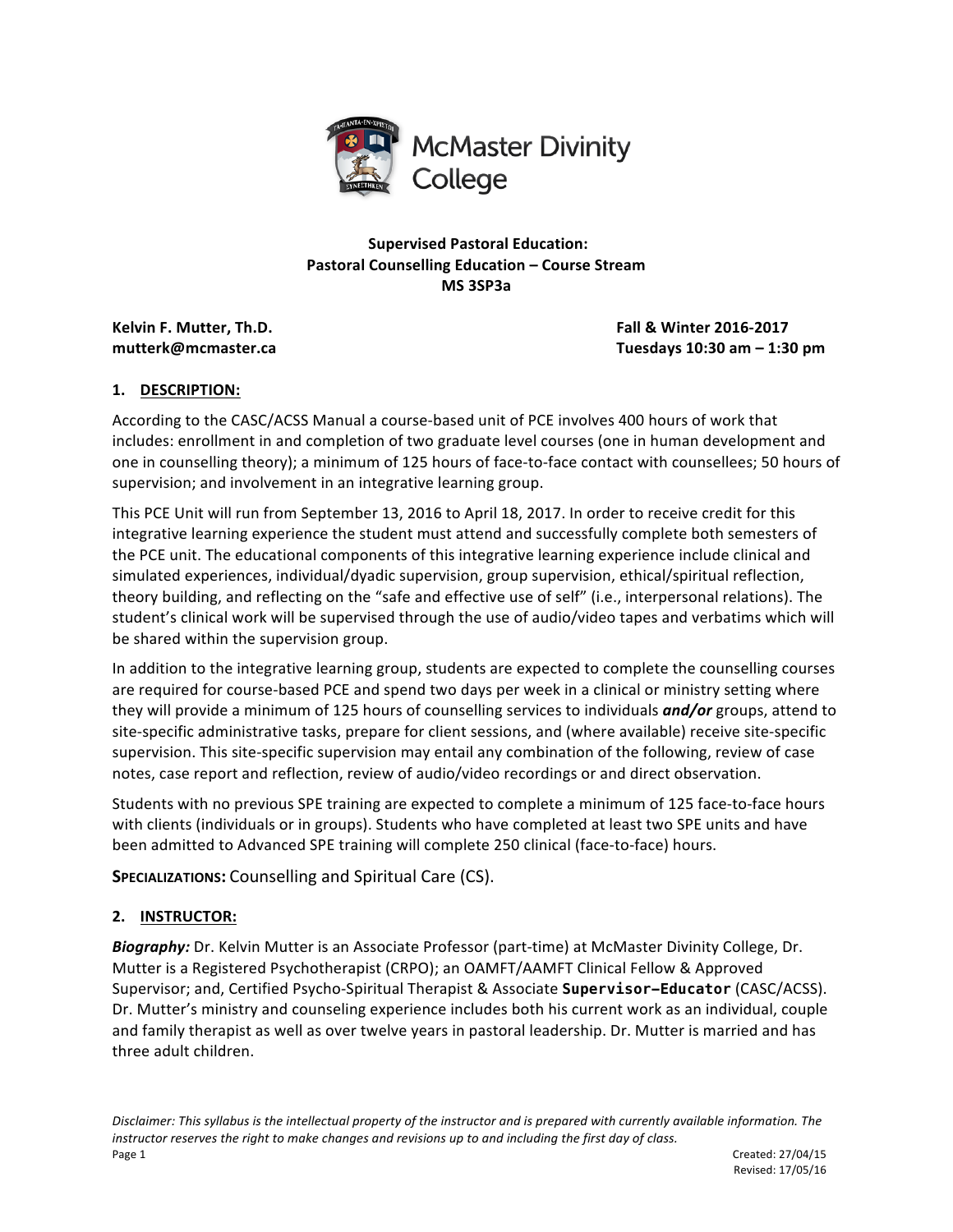McMaster Divinity College

**Supervised Pastoral Education:**
**Pastoral Counselling Education – Course Stream**
**MS 3SP3a**

**Kelvin F. Mutter, Th.D.**
**mutterk@mcmaster.ca**

**Fall & Winter 2016-2017**
**Tuesdays 10:30 am – 1:30 pm**

## 1. DESCRIPTION:

According to the CASC/ACSS Manual a course-based unit of PCE involves 400 hours of work that includes: enrollment in and completion of two graduate level courses (one in human development and one in counselling theory); a minimum of 125 hours of face-to-face contact with counsellees; 50 hours of supervision; and involvement in an integrative learning group.

This PCE Unit will run from September 13, 2016 to April 18, 2017. In order to receive credit for this integrative learning experience the student must attend and successfully complete both semesters of the PCE unit. The educational components of this integrative learning experience include clinical and simulated experiences, individual/dyadic supervision, group supervision, ethical/spiritual reflection, theory building, and reflecting on the "safe and effective use of self" (i.e., interpersonal relations). The student's clinical work will be supervised through the use of audio/video tapes and verbatims which will be shared within the supervision group.

In addition to the integrative learning group, students are expected to complete the counselling courses are required for course-based PCE and spend two days per week in a clinical or ministry setting where they will provide a minimum of 125 hours of counselling services to individuals ***and/or*** groups, attend to site-specific administrative tasks, prepare for client sessions, and (where available) receive site-specific supervision. This site-specific supervision may entail any combination of the following, review of case notes, case report and reflection, review of audio/video recordings or and direct observation.

Students with no previous SPE training are expected to complete a minimum of 125 face-to-face hours with clients (individuals or in groups). Students who have completed at least two SPE units and have been admitted to Advanced SPE training will complete 250 clinical (face-to-face) hours.

**SPECIALIZATIONS:** Counselling and Spiritual Care (CS).

## 2. INSTRUCTOR:

***Biography:*** Dr. Kelvin Mutter is an Associate Professor (part-time) at McMaster Divinity College, Dr. Mutter is a Registered Psychotherapist (CRPO); an OAMFT/AAMFT Clinical Fellow & Approved Supervisor; and, Certified Psycho-Spiritual Therapist & Associate **Supervisor–Educator** (CASC/ACSS). Dr. Mutter's ministry and counseling experience includes both his current work as an individual, couple and family therapist as well as over twelve years in pastoral leadership. Dr. Mutter is married and has three adult children.

*Disclaimer: This syllabus is the intellectual property of the instructor and is prepared with currently available information. The instructor reserves the right to make changes and revisions up to and including the first day of class.*

Created: 27/04/15
Revised: 17/05/16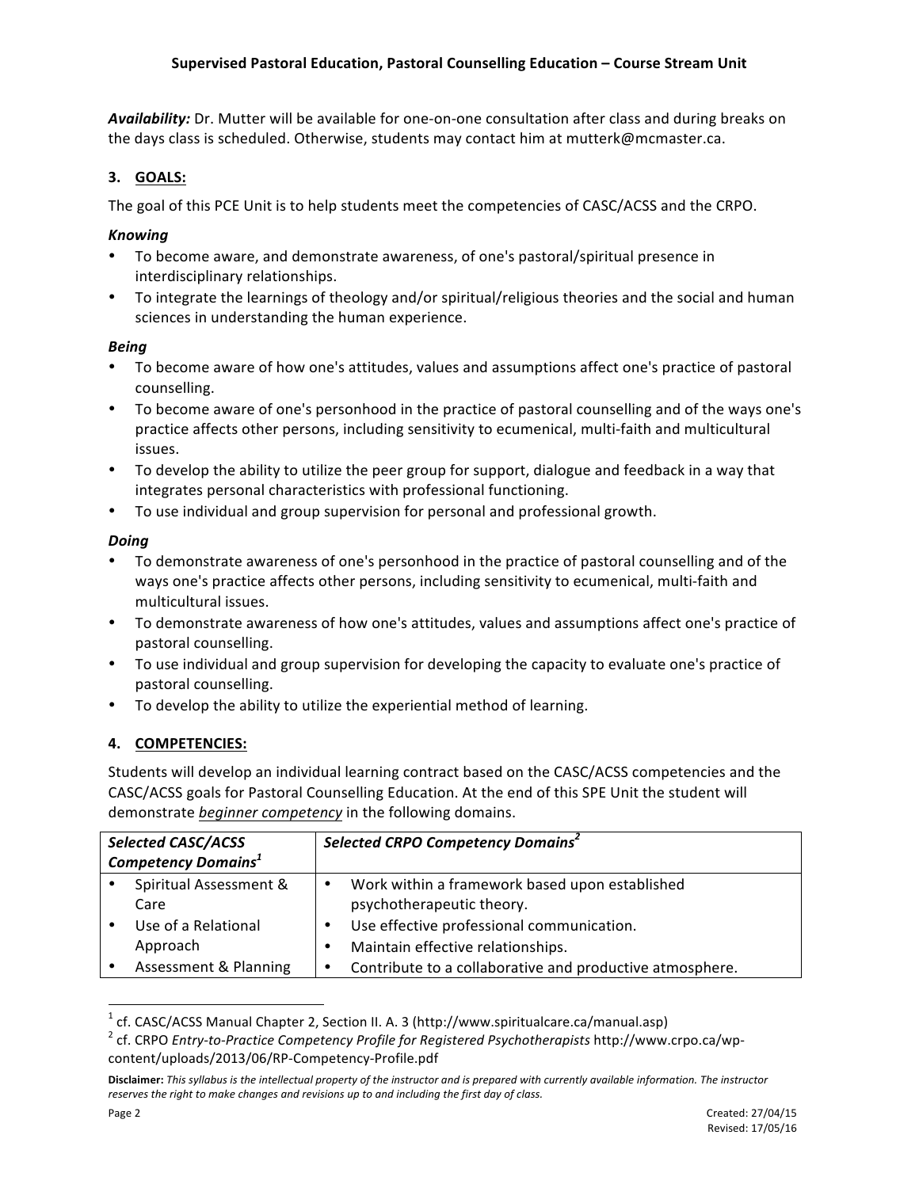***Availability:*** Dr. Mutter will be available for one-on-one consultation after class and during breaks on the days class is scheduled. Otherwise, students may contact him at mutterk@mcmaster.ca.

## 3. GOALS:

The goal of this PCE Unit is to help students meet the competencies of CASC/ACSS and the CRPO.

***Knowing***

- To become aware, and demonstrate awareness, of one's pastoral/spiritual presence in interdisciplinary relationships.
- To integrate the learnings of theology and/or spiritual/religious theories and the social and human sciences in understanding the human experience.

***Being***

- To become aware of how one's attitudes, values and assumptions affect one's practice of pastoral counselling.
- To become aware of one's personhood in the practice of pastoral counselling and of the ways one's practice affects other persons, including sensitivity to ecumenical, multi-faith and multicultural issues.
- To develop the ability to utilize the peer group for support, dialogue and feedback in a way that integrates personal characteristics with professional functioning.
- To use individual and group supervision for personal and professional growth.

***Doing***

- To demonstrate awareness of one's personhood in the practice of pastoral counselling and of the ways one's practice affects other persons, including sensitivity to ecumenical, multi-faith and multicultural issues.
- To demonstrate awareness of how one's attitudes, values and assumptions affect one's practice of pastoral counselling.
- To use individual and group supervision for developing the capacity to evaluate one's practice of pastoral counselling.
- To develop the ability to utilize the experiential method of learning.

## 4. COMPETENCIES:

Students will develop an individual learning contract based on the CASC/ACSS competencies and the CASC/ACSS goals for Pastoral Counselling Education. At the end of this SPE Unit the student will demonstrate ***beginner competency*** in the following domains.

| ***Selected CASC/ACSS Competency Domains***[1] | ***Selected CRPO Competency Domains***[2] |
|---|---|
| • Spiritual Assessment & Care<br>• Use of a Relational Approach<br>• Assessment & Planning | • Work within a framework based upon established psychotherapeutic theory.<br>• Use effective professional communication.<br>• Maintain effective relationships.<br>• Contribute to a collaborative and productive atmosphere. |

[1] cf. CASC/ACSS Manual Chapter 2, Section II. A. 3 (http://www.spiritualcare.ca/manual.asp)

[2] cf. CRPO *Entry-to-Practice Competency Profile for Registered Psychotherapists* http://www.crpo.ca/wp-content/uploads/2013/06/RP-Competency-Profile.pdf

**Disclaimer:** *This syllabus is the intellectual property of the instructor and is prepared with currently available information. The instructor reserves the right to make changes and revisions up to and including the first day of class.*

Created: 27/04/15
Revised: 17/05/16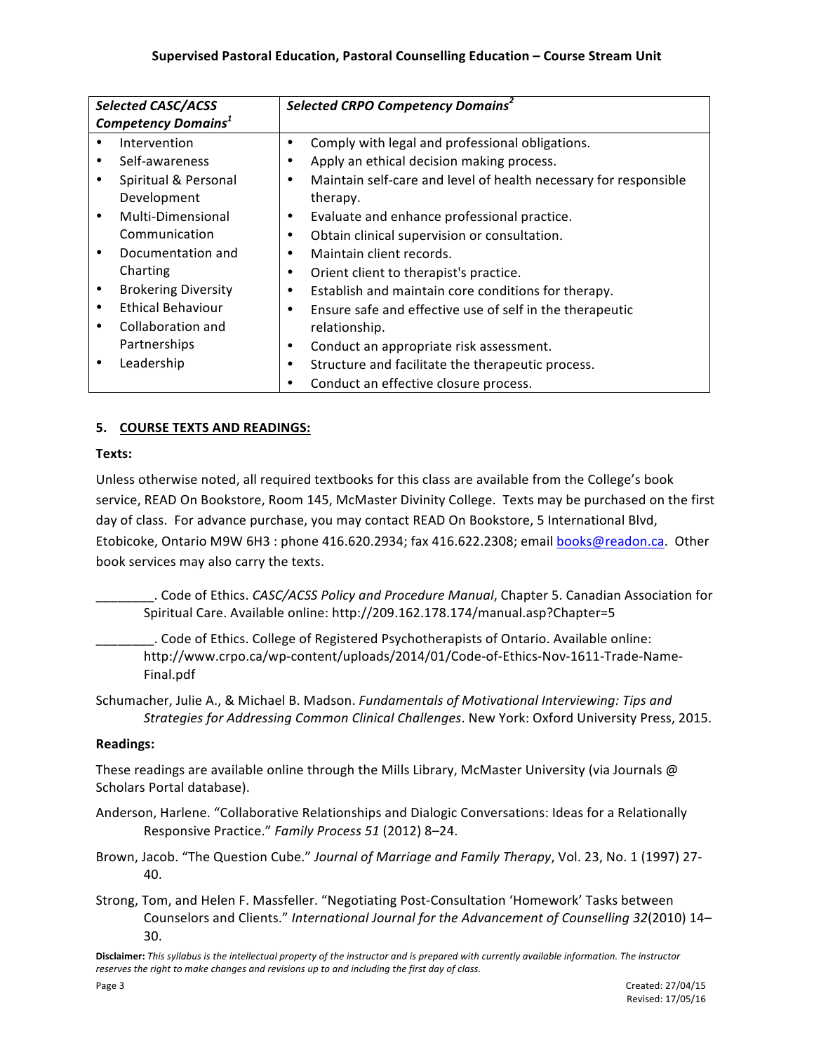| *Selected CASC/ACSS Competency Domains*[1] | *Selected CRPO Competency Domains*[2] |
|---|---|
| • Intervention<br>• Self-awareness<br>• Spiritual & Personal Development<br>• Multi-Dimensional Communication<br>• Documentation and Charting<br>• Brokering Diversity<br>• Ethical Behaviour<br>• Collaboration and Partnerships<br>• Leadership | • Comply with legal and professional obligations.<br>• Apply an ethical decision making process.<br>• Maintain self-care and level of health necessary for responsible therapy.<br>• Evaluate and enhance professional practice.<br>• Obtain clinical supervision or consultation.<br>• Maintain client records.<br>• Orient client to therapist's practice.<br>• Establish and maintain core conditions for therapy.<br>• Ensure safe and effective use of self in the therapeutic relationship.<br>• Conduct an appropriate risk assessment.<br>• Structure and facilitate the therapeutic process.<br>• Conduct an effective closure process. |

### 5. COURSE TEXTS AND READINGS:

**Texts:**

Unless otherwise noted, all required textbooks for this class are available from the College's book service, READ On Bookstore, Room 145, McMaster Divinity College. Texts may be purchased on the first day of class. For advance purchase, you may contact READ On Bookstore, 5 International Blvd, Etobicoke, Ontario M9W 6H3 : phone 416.620.2934; fax 416.622.2308; email books@readon.ca. Other book services may also carry the texts.

________. Code of Ethics. *CASC/ACSS Policy and Procedure Manual*, Chapter 5. Canadian Association for Spiritual Care. Available online: http://209.162.178.174/manual.asp?Chapter=5

________. Code of Ethics. College of Registered Psychotherapists of Ontario. Available online: http://www.crpo.ca/wp-content/uploads/2014/01/Code-of-Ethics-Nov-1611-Trade-Name-Final.pdf

Schumacher, Julie A., & Michael B. Madson. *Fundamentals of Motivational Interviewing: Tips and Strategies for Addressing Common Clinical Challenges*. New York: Oxford University Press, 2015.

**Readings:**

These readings are available online through the Mills Library, McMaster University (via Journals @ Scholars Portal database).

Anderson, Harlene. "Collaborative Relationships and Dialogic Conversations: Ideas for a Relationally Responsive Practice." *Family Process 51* (2012) 8–24.

Brown, Jacob. "The Question Cube." *Journal of Marriage and Family Therapy*, Vol. 23, No. 1 (1997) 27-40.

Strong, Tom, and Helen F. Massfeller. "Negotiating Post-Consultation 'Homework' Tasks between Counselors and Clients." *International Journal for the Advancement of Counselling 32*(2010) 14–30.

**Disclaimer:** *This syllabus is the intellectual property of the instructor and is prepared with currently available information. The instructor reserves the right to make changes and revisions up to and including the first day of class.*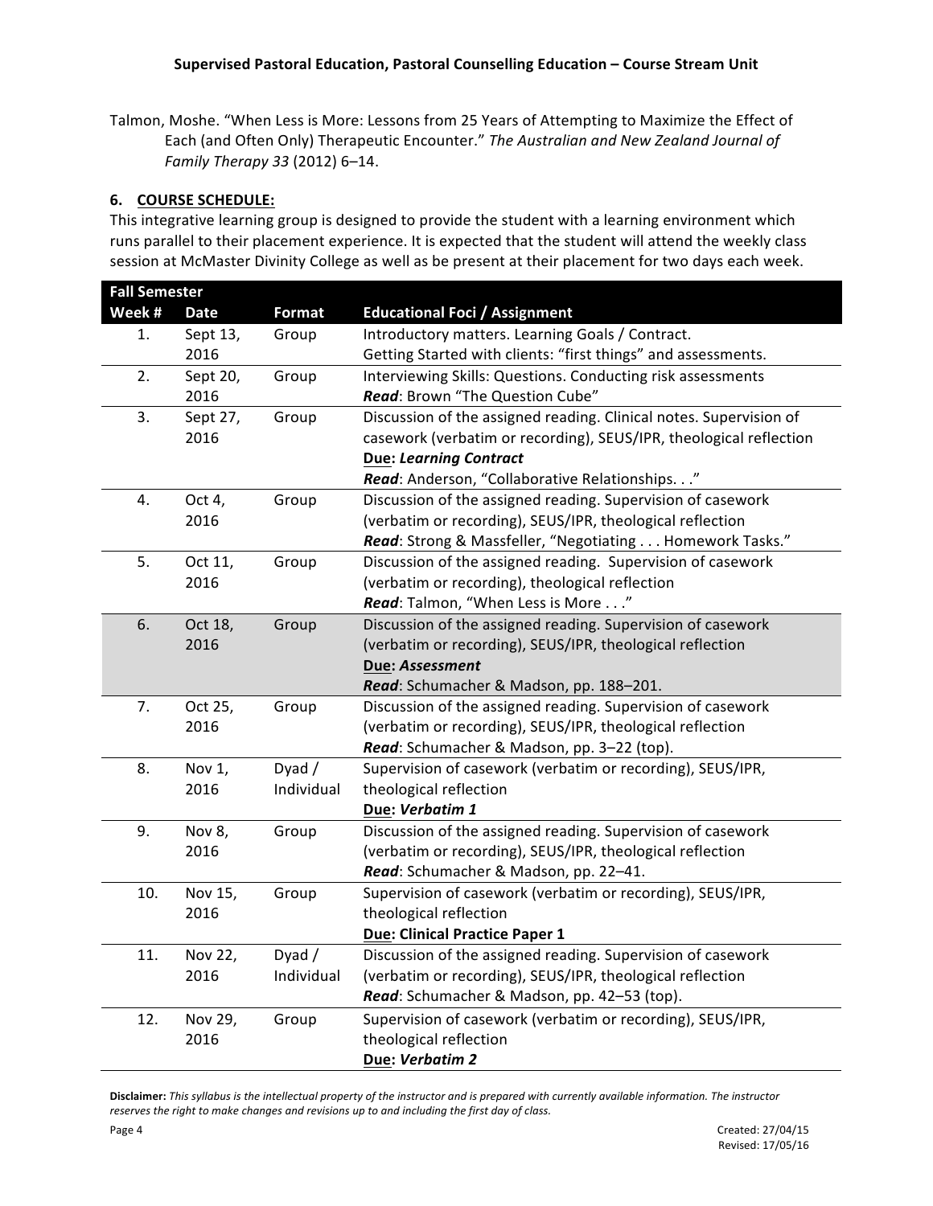Talmon, Moshe. "When Less is More: Lessons from 25 Years of Attempting to Maximize the Effect of Each (and Often Only) Therapeutic Encounter." *The Australian and New Zealand Journal of Family Therapy 33* (2012) 6–14.

## 6. COURSE SCHEDULE:

This integrative learning group is designed to provide the student with a learning environment which runs parallel to their placement experience. It is expected that the student will attend the weekly class session at McMaster Divinity College as well as be present at their placement for two days each week.

| **Fall Semester** | | | |
|---|---|---|---|
| **Week #** | **Date** | **Format** | **Educational Foci / Assignment** |
| 1. | Sept 13, 2016 | Group | Introductory matters. Learning Goals / Contract. Getting Started with clients: "first things" and assessments. |
| 2. | Sept 20, 2016 | Group | Interviewing Skills: Questions. Conducting risk assessments ***Read***: Brown "The Question Cube" |
| 3. | Sept 27, 2016 | Group | Discussion of the assigned reading. Clinical notes. Supervision of casework (verbatim or recording), SEUS/IPR, theological reflection **Due: *Learning Contract*** ***Read***: Anderson, "Collaborative Relationships. . ." |
| 4. | Oct 4, 2016 | Group | Discussion of the assigned reading. Supervision of casework (verbatim or recording), SEUS/IPR, theological reflection ***Read***: Strong & Massfeller, "Negotiating . . . Homework Tasks." |
| 5. | Oct 11, 2016 | Group | Discussion of the assigned reading. Supervision of casework (verbatim or recording), theological reflection ***Read***: Talmon, "When Less is More . . ." |
| 6. | Oct 18, 2016 | Group | Discussion of the assigned reading. Supervision of casework (verbatim or recording), SEUS/IPR, theological reflection **Due: *Assessment*** ***Read***: Schumacher & Madson, pp. 188–201. |
| 7. | Oct 25, 2016 | Group | Discussion of the assigned reading. Supervision of casework (verbatim or recording), SEUS/IPR, theological reflection ***Read***: Schumacher & Madson, pp. 3–22 (top). |
| 8. | Nov 1, 2016 | Dyad / Individual | Supervision of casework (verbatim or recording), SEUS/IPR, theological reflection **Due: *Verbatim 1*** |
| 9. | Nov 8, 2016 | Group | Discussion of the assigned reading. Supervision of casework (verbatim or recording), SEUS/IPR, theological reflection ***Read***: Schumacher & Madson, pp. 22–41. |
| 10. | Nov 15, 2016 | Group | Supervision of casework (verbatim or recording), SEUS/IPR, theological reflection **Due: Clinical Practice Paper 1** |
| 11. | Nov 22, 2016 | Dyad / Individual | Discussion of the assigned reading. Supervision of casework (verbatim or recording), SEUS/IPR, theological reflection ***Read***: Schumacher & Madson, pp. 42–53 (top). |
| 12. | Nov 29, 2016 | Group | Supervision of casework (verbatim or recording), SEUS/IPR, theological reflection **Due: *Verbatim 2*** |

**Disclaimer:** *This syllabus is the intellectual property of the instructor and is prepared with currently available information. The instructor reserves the right to make changes and revisions up to and including the first day of class.*

Created: 27/04/15
Revised: 17/05/16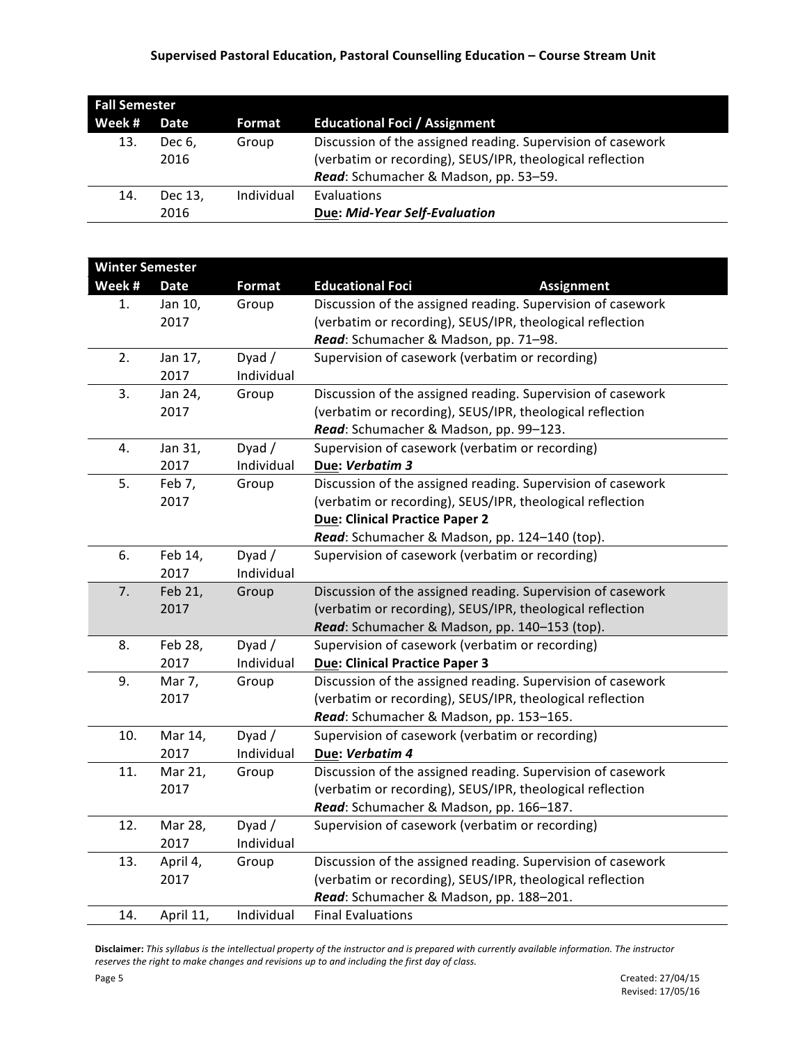## Supervised Pastoral Education, Pastoral Counselling Education – Course Stream Unit

| Fall Semester | | | |
|---|---|---|---|
| **Week #** | **Date** | **Format** | **Educational Foci / Assignment** |
| 13. | Dec 6, 2016 | Group | Discussion of the assigned reading. Supervision of casework (verbatim or recording), SEUS/IPR, theological reflection ***Read***: Schumacher & Madson, pp. 53–59. |
| 14. | Dec 13, 2016 | Individual | Evaluations **Due: *Mid-Year Self-Evaluation*** |

| Winter Semester | | | | |
|---|---|---|---|---|
| **Week #** | **Date** | **Format** | **Educational Foci** | **Assignment** |
| 1. | Jan 10, 2017 | Group | Discussion of the assigned reading. Supervision of casework (verbatim or recording), SEUS/IPR, theological reflection ***Read***: Schumacher & Madson, pp. 71–98. | |
| 2. | Jan 17, 2017 | Dyad / Individual | Supervision of casework (verbatim or recording) | |
| 3. | Jan 24, 2017 | Group | Discussion of the assigned reading. Supervision of casework (verbatim or recording), SEUS/IPR, theological reflection ***Read***: Schumacher & Madson, pp. 99–123. | |
| 4. | Jan 31, 2017 | Dyad / Individual | Supervision of casework (verbatim or recording) **Due: *Verbatim 3*** | |
| 5. | Feb 7, 2017 | Group | Discussion of the assigned reading. Supervision of casework (verbatim or recording), SEUS/IPR, theological reflection **Due: Clinical Practice Paper 2** ***Read***: Schumacher & Madson, pp. 124–140 (top). | |
| 6. | Feb 14, 2017 | Dyad / Individual | Supervision of casework (verbatim or recording) | |
| 7. | Feb 21, 2017 | Group | Discussion of the assigned reading. Supervision of casework (verbatim or recording), SEUS/IPR, theological reflection ***Read***: Schumacher & Madson, pp. 140–153 (top). | |
| 8. | Feb 28, 2017 | Dyad / Individual | Supervision of casework (verbatim or recording) **Due: Clinical Practice Paper 3** | |
| 9. | Mar 7, 2017 | Group | Discussion of the assigned reading. Supervision of casework (verbatim or recording), SEUS/IPR, theological reflection ***Read***: Schumacher & Madson, pp. 153–165. | |
| 10. | Mar 14, 2017 | Dyad / Individual | Supervision of casework (verbatim or recording) **Due: *Verbatim 4*** | |
| 11. | Mar 21, 2017 | Group | Discussion of the assigned reading. Supervision of casework (verbatim or recording), SEUS/IPR, theological reflection ***Read***: Schumacher & Madson, pp. 166–187. | |
| 12. | Mar 28, 2017 | Dyad / Individual | Supervision of casework (verbatim or recording) | |
| 13. | April 4, 2017 | Group | Discussion of the assigned reading. Supervision of casework (verbatim or recording), SEUS/IPR, theological reflection ***Read***: Schumacher & Madson, pp. 188–201. | |
| 14. | April 11, | Individual | Final Evaluations | |

**Disclaimer:** *This syllabus is the intellectual property of the instructor and is prepared with currently available information. The instructor reserves the right to make changes and revisions up to and including the first day of class.*

Created: 27/04/15
Revised: 17/05/16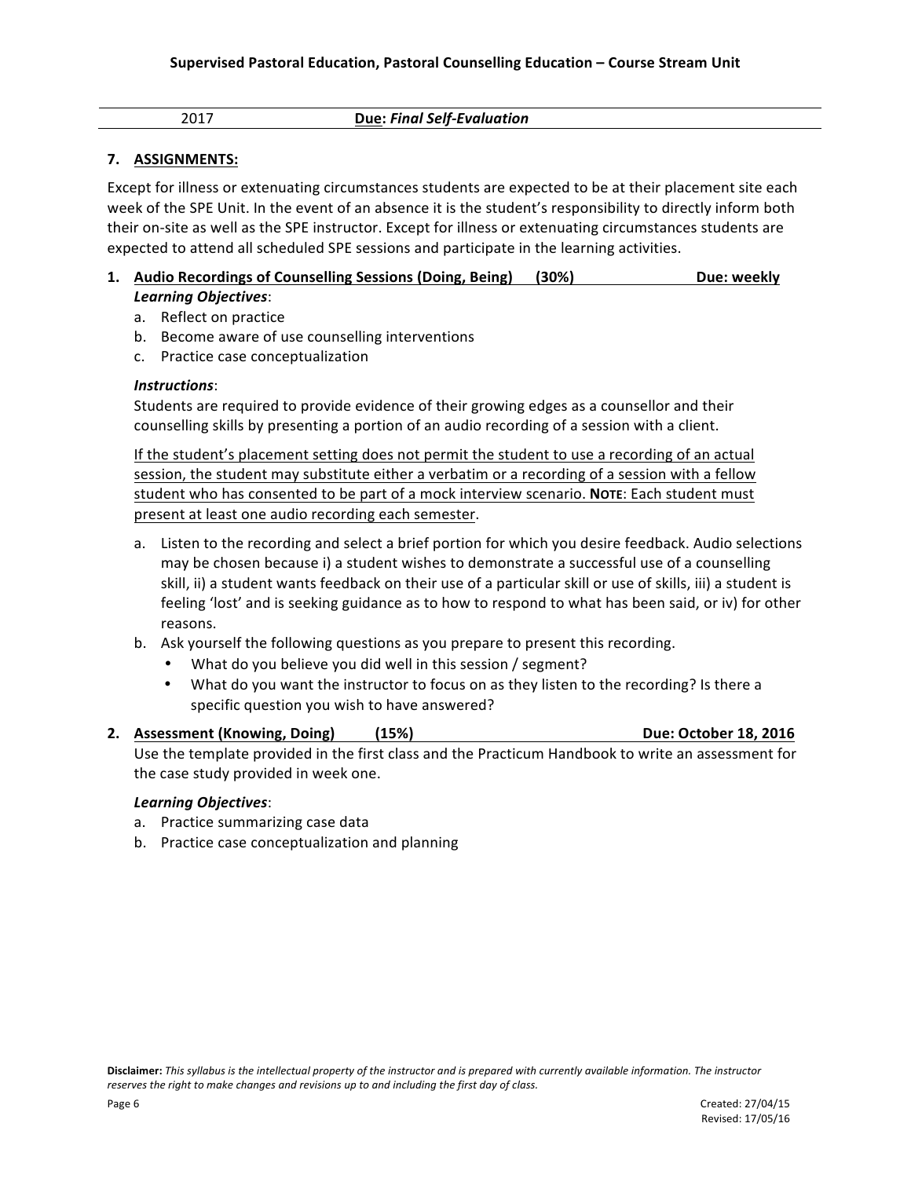| 2017 | **Due**: ***Final Self-Evaluation*** |
|---|---|

## 7. ASSIGNMENTS:

Except for illness or extenuating circumstances students are expected to be at their placement site each week of the SPE Unit. In the event of an absence it is the student's responsibility to directly inform both their on-site as well as the SPE instructor. Except for illness or extenuating circumstances students are expected to attend all scheduled SPE sessions and participate in the learning activities.

1. **Audio Recordings of Counselling Sessions (Doing, Being) (30%) Due: weekly**

   ***Learning Objectives***:
   a. Reflect on practice
   b. Become aware of use counselling interventions
   c. Practice case conceptualization

   ***Instructions***:
   Students are required to provide evidence of their growing edges as a counsellor and their counselling skills by presenting a portion of an audio recording of a session with a client.

   If the student's placement setting does not permit the student to use a recording of an actual session, the student may substitute either a verbatim or a recording of a session with a fellow student who has consented to be part of a mock interview scenario. **NOTE**: Each student must present at least one audio recording each semester.

   a. Listen to the recording and select a brief portion for which you desire feedback. Audio selections may be chosen because i) a student wishes to demonstrate a successful use of a counselling skill, ii) a student wants feedback on their use of a particular skill or use of skills, iii) a student is feeling 'lost' and is seeking guidance as to how to respond to what has been said, or iv) for other reasons.
   b. Ask yourself the following questions as you prepare to present this recording.
      - What do you believe you did well in this session / segment?
      - What do you want the instructor to focus on as they listen to the recording? Is there a specific question you wish to have answered?

2. **Assessment (Knowing, Doing) (15%) Due: October 18, 2016**

   Use the template provided in the first class and the Practicum Handbook to write an assessment for the case study provided in week one.

   ***Learning Objectives***:
   a. Practice summarizing case data
   b. Practice case conceptualization and planning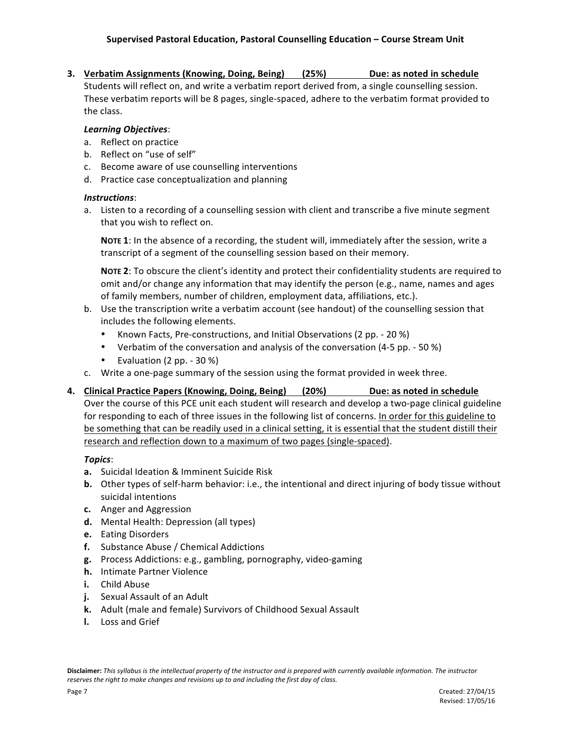**3. <u>Verbatim Assignments (Knowing, Doing, Being) (25%) Due: as noted in schedule</u>**

Students will reflect on, and write a verbatim report derived from, a single counselling session. These verbatim reports will be 8 pages, single-spaced, adhere to the verbatim format provided to the class.

***Learning Objectives***:

a. Reflect on practice
b. Reflect on "use of self"
c. Become aware of use counselling interventions
d. Practice case conceptualization and planning

***Instructions***:

a. Listen to a recording of a counselling session with client and transcribe a five minute segment that you wish to reflect on.

   **NOTE 1**: In the absence of a recording, the student will, immediately after the session, write a transcript of a segment of the counselling session based on their memory.

   **NOTE 2**: To obscure the client's identity and protect their confidentiality students are required to omit and/or change any information that may identify the person (e.g., name, names and ages of family members, number of children, employment data, affiliations, etc.).

b. Use the transcription write a verbatim account (see handout) of the counselling session that includes the following elements.
   - Known Facts, Pre-constructions, and Initial Observations (2 pp. - 20 %)
   - Verbatim of the conversation and analysis of the conversation (4-5 pp. - 50 %)
   - Evaluation (2 pp. - 30 %)

c. Write a one-page summary of the session using the format provided in week three.

**4. <u>Clinical Practice Papers (Knowing, Doing, Being) (20%) Due: as noted in schedule</u>**

Over the course of this PCE unit each student will research and develop a two-page clinical guideline for responding to each of three issues in the following list of concerns. <u>In order for this guideline to be something that can be readily used in a clinical setting, it is essential that the student distill their research and reflection down to a maximum of two pages (single-spaced)</u>.

***Topics***:

**a.** Suicidal Ideation & Imminent Suicide Risk
**b.** Other types of self-harm behavior: i.e., the intentional and direct injuring of body tissue without suicidal intentions
**c.** Anger and Aggression
**d.** Mental Health: Depression (all types)
**e.** Eating Disorders
**f.** Substance Abuse / Chemical Addictions
**g.** Process Addictions: e.g., gambling, pornography, video-gaming
**h.** Intimate Partner Violence
**i.** Child Abuse
**j.** Sexual Assault of an Adult
**k.** Adult (male and female) Survivors of Childhood Sexual Assault
**l.** Loss and Grief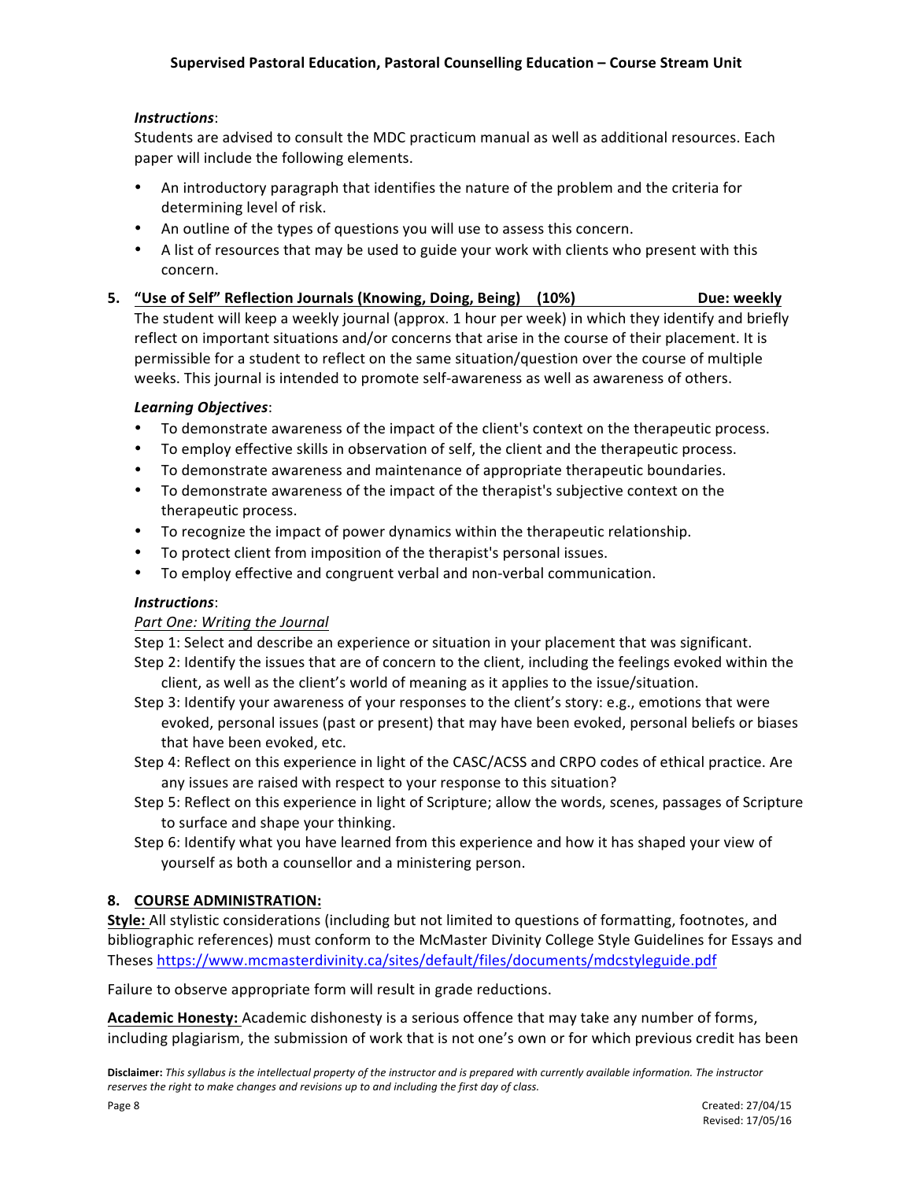***Instructions***:

Students are advised to consult the MDC practicum manual as well as additional resources. Each paper will include the following elements.

- An introductory paragraph that identifies the nature of the problem and the criteria for determining level of risk.
- An outline of the types of questions you will use to assess this concern.
- A list of resources that may be used to guide your work with clients who present with this concern.

**5. "Use of Self" Reflection Journals (Knowing, Doing, Being) (10%) Due: weekly**

The student will keep a weekly journal (approx. 1 hour per week) in which they identify and briefly reflect on important situations and/or concerns that arise in the course of their placement. It is permissible for a student to reflect on the same situation/question over the course of multiple weeks. This journal is intended to promote self-awareness as well as awareness of others.

***Learning Objectives***:

- To demonstrate awareness of the impact of the client's context on the therapeutic process.
- To employ effective skills in observation of self, the client and the therapeutic process.
- To demonstrate awareness and maintenance of appropriate therapeutic boundaries.
- To demonstrate awareness of the impact of the therapist's subjective context on the therapeutic process.
- To recognize the impact of power dynamics within the therapeutic relationship.
- To protect client from imposition of the therapist's personal issues.
- To employ effective and congruent verbal and non-verbal communication.

***Instructions***:

*Part One: Writing the Journal*

Step 1: Select and describe an experience or situation in your placement that was significant.

Step 2: Identify the issues that are of concern to the client, including the feelings evoked within the client, as well as the client's world of meaning as it applies to the issue/situation.

Step 3: Identify your awareness of your responses to the client's story: e.g., emotions that were evoked, personal issues (past or present) that may have been evoked, personal beliefs or biases that have been evoked, etc.

Step 4: Reflect on this experience in light of the CASC/ACSS and CRPO codes of ethical practice. Are any issues are raised with respect to your response to this situation?

Step 5: Reflect on this experience in light of Scripture; allow the words, scenes, passages of Scripture to surface and shape your thinking.

Step 6: Identify what you have learned from this experience and how it has shaped your view of yourself as both a counsellor and a ministering person.

## 8. COURSE ADMINISTRATION:

**Style:** All stylistic considerations (including but not limited to questions of formatting, footnotes, and bibliographic references) must conform to the McMaster Divinity College Style Guidelines for Essays and Theses https://www.mcmasterdivinity.ca/sites/default/files/documents/mdcstyleguide.pdf

Failure to observe appropriate form will result in grade reductions.

**Academic Honesty:** Academic dishonesty is a serious offence that may take any number of forms, including plagiarism, the submission of work that is not one's own or for which previous credit has been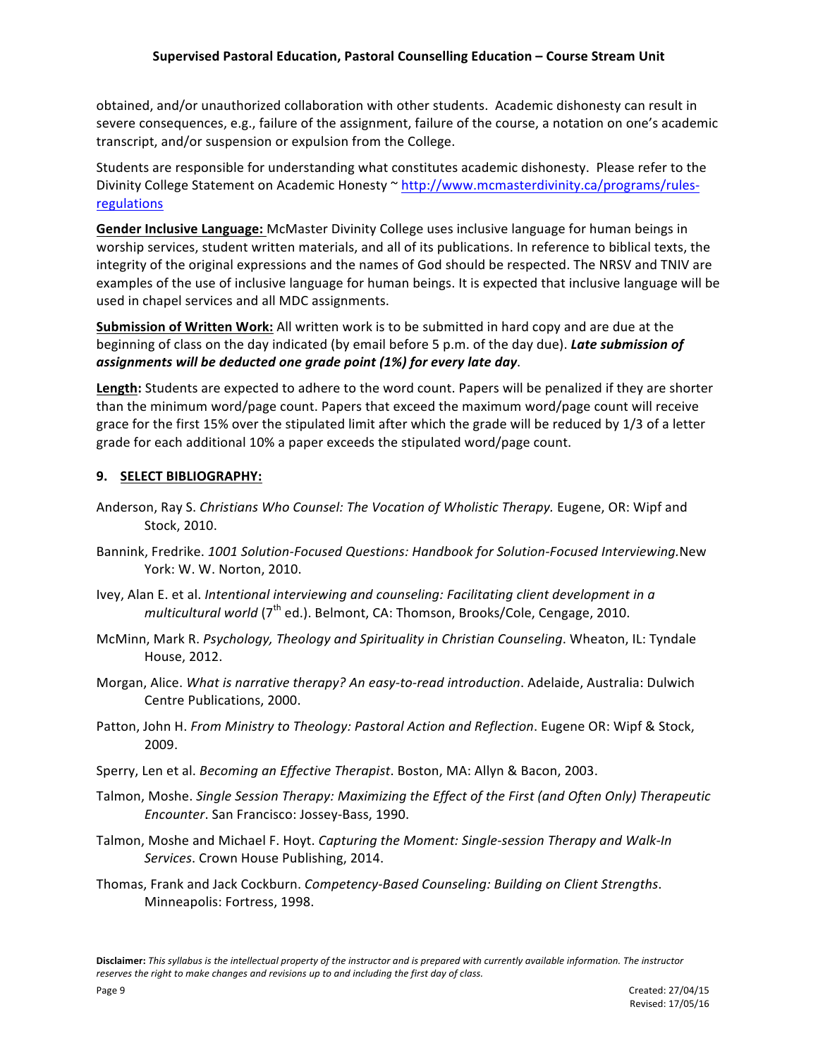obtained, and/or unauthorized collaboration with other students. Academic dishonesty can result in severe consequences, e.g., failure of the assignment, failure of the course, a notation on one's academic transcript, and/or suspension or expulsion from the College.

Students are responsible for understanding what constitutes academic dishonesty. Please refer to the Divinity College Statement on Academic Honesty ~ http://www.mcmasterdivinity.ca/programs/rules-regulations

**Gender Inclusive Language:** McMaster Divinity College uses inclusive language for human beings in worship services, student written materials, and all of its publications. In reference to biblical texts, the integrity of the original expressions and the names of God should be respected. The NRSV and TNIV are examples of the use of inclusive language for human beings. It is expected that inclusive language will be used in chapel services and all MDC assignments.

**Submission of Written Work:** All written work is to be submitted in hard copy and are due at the beginning of class on the day indicated (by email before 5 p.m. of the day due). ***Late submission of assignments will be deducted one grade point (1%) for every late day***.

**Length:** Students are expected to adhere to the word count. Papers will be penalized if they are shorter than the minimum word/page count. Papers that exceed the maximum word/page count will receive grace for the first 15% over the stipulated limit after which the grade will be reduced by 1/3 of a letter grade for each additional 10% a paper exceeds the stipulated word/page count.

## 9. SELECT BIBLIOGRAPHY:

Anderson, Ray S. *Christians Who Counsel: The Vocation of Wholistic Therapy.* Eugene, OR: Wipf and Stock, 2010.

Bannink, Fredrike. *1001 Solution-Focused Questions: Handbook for Solution-Focused Interviewing.* New York: W. W. Norton, 2010.

Ivey, Alan E. et al. *Intentional interviewing and counseling: Facilitating client development in a multicultural world* (7th ed.). Belmont, CA: Thomson, Brooks/Cole, Cengage, 2010.

McMinn, Mark R. *Psychology, Theology and Spirituality in Christian Counseling*. Wheaton, IL: Tyndale House, 2012.

Morgan, Alice. *What is narrative therapy? An easy-to-read introduction*. Adelaide, Australia: Dulwich Centre Publications, 2000.

Patton, John H. *From Ministry to Theology: Pastoral Action and Reflection*. Eugene OR: Wipf & Stock, 2009.

Sperry, Len et al. *Becoming an Effective Therapist*. Boston, MA: Allyn & Bacon, 2003.

Talmon, Moshe. *Single Session Therapy: Maximizing the Effect of the First (and Often Only) Therapeutic Encounter*. San Francisco: Jossey-Bass, 1990.

Talmon, Moshe and Michael F. Hoyt. *Capturing the Moment: Single-session Therapy and Walk-In Services*. Crown House Publishing, 2014.

Thomas, Frank and Jack Cockburn. *Competency-Based Counseling: Building on Client Strengths*. Minneapolis: Fortress, 1998.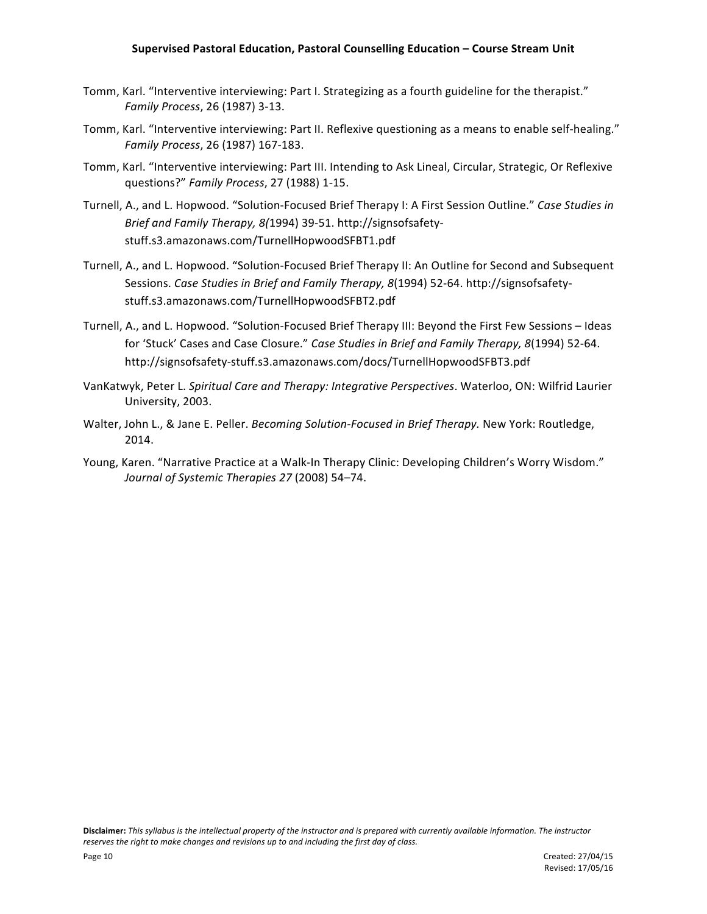Tomm, Karl. “Interventive interviewing: Part I. Strategizing as a fourth guideline for the therapist.” *Family Process*, 26 (1987) 3-13.

Tomm, Karl. “Interventive interviewing: Part II. Reflexive questioning as a means to enable self-healing.” *Family Process*, 26 (1987) 167-183.

Tomm, Karl. “Interventive interviewing: Part III. Intending to Ask Lineal, Circular, Strategic, Or Reflexive questions?” *Family Process*, 27 (1988) 1-15.

Turnell, A., and L. Hopwood. “Solution-Focused Brief Therapy I: A First Session Outline.” *Case Studies in Brief and Family Therapy, 8(*1994) 39-51. http://signsofsafety-stuff.s3.amazonaws.com/TurnellHopwoodSFBT1.pdf

Turnell, A., and L. Hopwood. “Solution-Focused Brief Therapy II: An Outline for Second and Subsequent Sessions. *Case Studies in Brief and Family Therapy, 8*(1994) 52-64. http://signsofsafety-stuff.s3.amazonaws.com/TurnellHopwoodSFBT2.pdf

Turnell, A., and L. Hopwood. “Solution-Focused Brief Therapy III: Beyond the First Few Sessions – Ideas for ‘Stuck’ Cases and Case Closure.” *Case Studies in Brief and Family Therapy, 8*(1994) 52-64. http://signsofsafety-stuff.s3.amazonaws.com/docs/TurnellHopwoodSFBT3.pdf

VanKatwyk, Peter L. *Spiritual Care and Therapy: Integrative Perspectives*. Waterloo, ON: Wilfrid Laurier University, 2003.

Walter, John L., & Jane E. Peller. *Becoming Solution-Focused in Brief Therapy.* New York: Routledge, 2014.

Young, Karen. “Narrative Practice at a Walk-In Therapy Clinic: Developing Children’s Worry Wisdom.” *Journal of Systemic Therapies 27* (2008) 54–74.

**Disclaimer:** *This syllabus is the intellectual property of the instructor and is prepared with currently available information. The instructor reserves the right to make changes and revisions up to and including the first day of class.*

Created: 27/04/15
Revised: 17/05/16